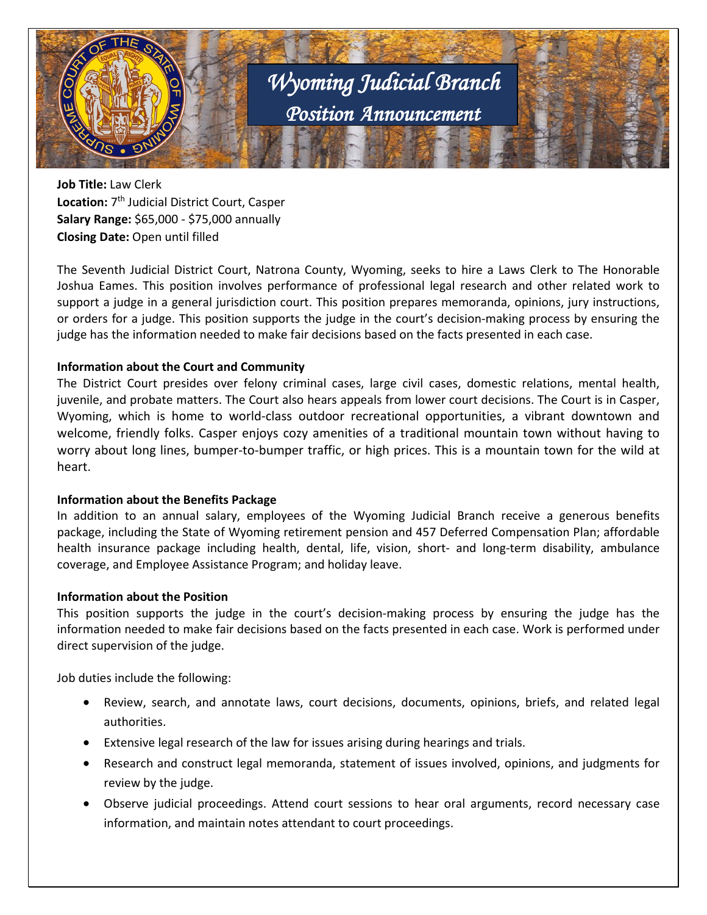# Wyoming Judicial Branch

## Position Announcement

**Job Title:** Law Clerk
**Location:** 7th Judicial District Court, Casper
**Salary Range:** $65,000 - $75,000 annually
**Closing Date:** Open until filled

The Seventh Judicial District Court, Natrona County, Wyoming, seeks to hire a Laws Clerk to The Honorable Joshua Eames. This position involves performance of professional legal research and other related work to support a judge in a general jurisdiction court. This position prepares memoranda, opinions, jury instructions, or orders for a judge. This position supports the judge in the court's decision-making process by ensuring the judge has the information needed to make fair decisions based on the facts presented in each case.

**Information about the Court and Community**

The District Court presides over felony criminal cases, large civil cases, domestic relations, mental health, juvenile, and probate matters. The Court also hears appeals from lower court decisions. The Court is in Casper, Wyoming, which is home to world-class outdoor recreational opportunities, a vibrant downtown and welcome, friendly folks. Casper enjoys cozy amenities of a traditional mountain town without having to worry about long lines, bumper-to-bumper traffic, or high prices. This is a mountain town for the wild at heart.

**Information about the Benefits Package**

In addition to an annual salary, employees of the Wyoming Judicial Branch receive a generous benefits package, including the State of Wyoming retirement pension and 457 Deferred Compensation Plan; affordable health insurance package including health, dental, life, vision, short- and long-term disability, ambulance coverage, and Employee Assistance Program; and holiday leave.

**Information about the Position**

This position supports the judge in the court's decision-making process by ensuring the judge has the information needed to make fair decisions based on the facts presented in each case. Work is performed under direct supervision of the judge.

Job duties include the following:

- Review, search, and annotate laws, court decisions, documents, opinions, briefs, and related legal authorities.
- Extensive legal research of the law for issues arising during hearings and trials.
- Research and construct legal memoranda, statement of issues involved, opinions, and judgments for review by the judge.
- Observe judicial proceedings. Attend court sessions to hear oral arguments, record necessary case information, and maintain notes attendant to court proceedings.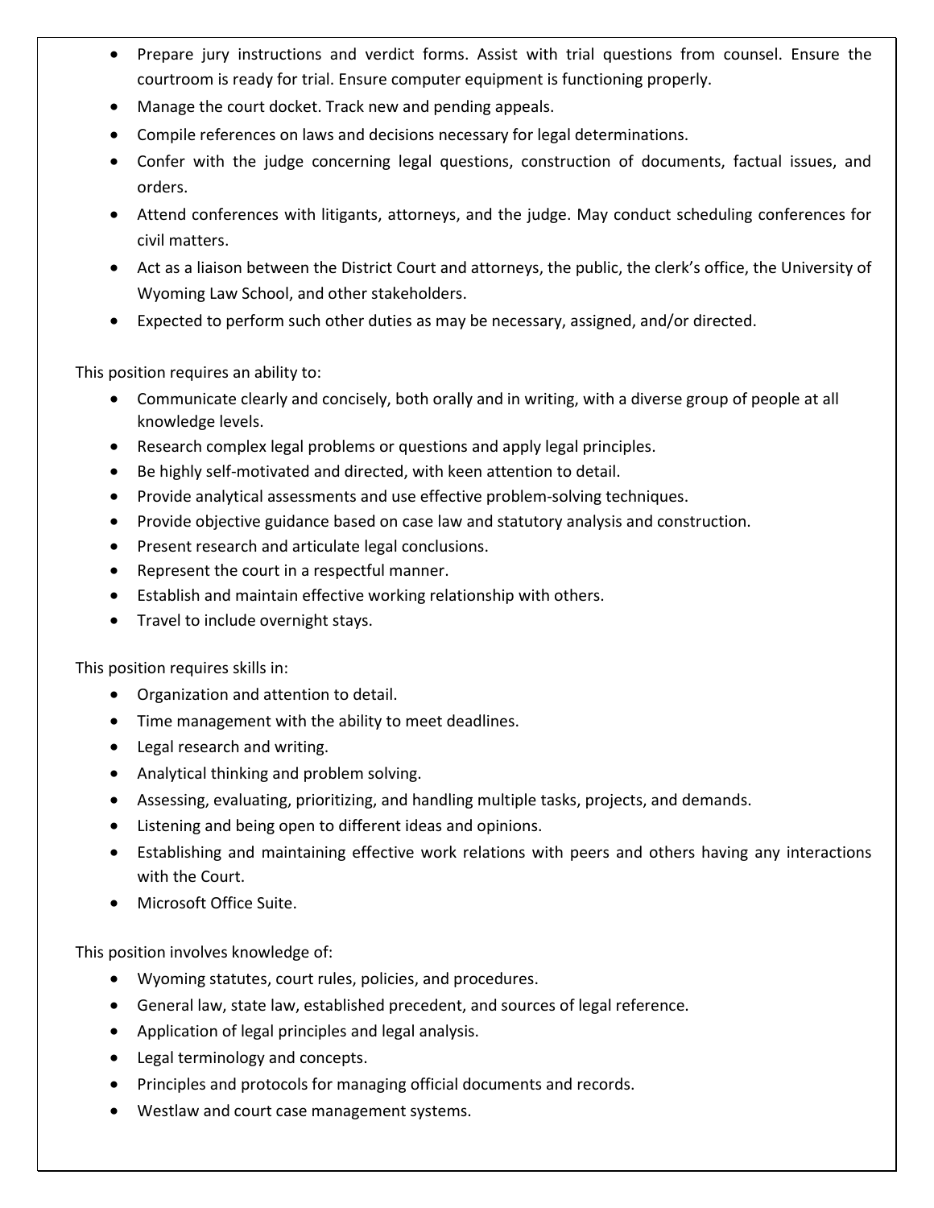- Prepare jury instructions and verdict forms. Assist with trial questions from counsel. Ensure the courtroom is ready for trial. Ensure computer equipment is functioning properly.
- Manage the court docket. Track new and pending appeals.
- Compile references on laws and decisions necessary for legal determinations.
- Confer with the judge concerning legal questions, construction of documents, factual issues, and orders.
- Attend conferences with litigants, attorneys, and the judge. May conduct scheduling conferences for civil matters.
- Act as a liaison between the District Court and attorneys, the public, the clerk's office, the University of Wyoming Law School, and other stakeholders.
- Expected to perform such other duties as may be necessary, assigned, and/or directed.

This position requires an ability to:

- Communicate clearly and concisely, both orally and in writing, with a diverse group of people at all knowledge levels.
- Research complex legal problems or questions and apply legal principles.
- Be highly self-motivated and directed, with keen attention to detail.
- Provide analytical assessments and use effective problem-solving techniques.
- Provide objective guidance based on case law and statutory analysis and construction.
- Present research and articulate legal conclusions.
- Represent the court in a respectful manner.
- Establish and maintain effective working relationship with others.
- Travel to include overnight stays.

This position requires skills in:

- Organization and attention to detail.
- Time management with the ability to meet deadlines.
- Legal research and writing.
- Analytical thinking and problem solving.
- Assessing, evaluating, prioritizing, and handling multiple tasks, projects, and demands.
- Listening and being open to different ideas and opinions.
- Establishing and maintaining effective work relations with peers and others having any interactions with the Court.
- Microsoft Office Suite.

This position involves knowledge of:

- Wyoming statutes, court rules, policies, and procedures.
- General law, state law, established precedent, and sources of legal reference.
- Application of legal principles and legal analysis.
- Legal terminology and concepts.
- Principles and protocols for managing official documents and records.
- Westlaw and court case management systems.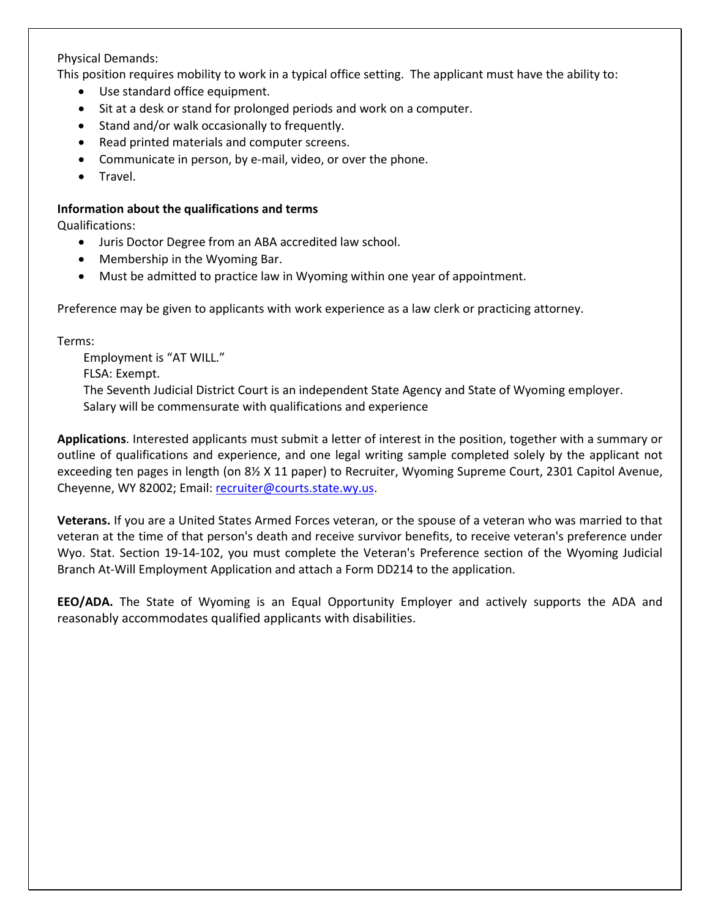Physical Demands:

This position requires mobility to work in a typical office setting. The applicant must have the ability to:

- Use standard office equipment.
- Sit at a desk or stand for prolonged periods and work on a computer.
- Stand and/or walk occasionally to frequently.
- Read printed materials and computer screens.
- Communicate in person, by e-mail, video, or over the phone.
- Travel.

**Information about the qualifications and terms**

Qualifications:

- Juris Doctor Degree from an ABA accredited law school.
- Membership in the Wyoming Bar.
- Must be admitted to practice law in Wyoming within one year of appointment.

Preference may be given to applicants with work experience as a law clerk or practicing attorney.

Terms:

Employment is "AT WILL."
FLSA: Exempt.
The Seventh Judicial District Court is an independent State Agency and State of Wyoming employer.
Salary will be commensurate with qualifications and experience

**Applications**. Interested applicants must submit a letter of interest in the position, together with a summary or outline of qualifications and experience, and one legal writing sample completed solely by the applicant not exceeding ten pages in length (on 8½ X 11 paper) to Recruiter, Wyoming Supreme Court, 2301 Capitol Avenue, Cheyenne, WY 82002; Email: recruiter@courts.state.wy.us.

**Veterans.** If you are a United States Armed Forces veteran, or the spouse of a veteran who was married to that veteran at the time of that person's death and receive survivor benefits, to receive veteran's preference under Wyo. Stat. Section 19-14-102, you must complete the Veteran's Preference section of the Wyoming Judicial Branch At-Will Employment Application and attach a Form DD214 to the application.

**EEO/ADA.** The State of Wyoming is an Equal Opportunity Employer and actively supports the ADA and reasonably accommodates qualified applicants with disabilities.